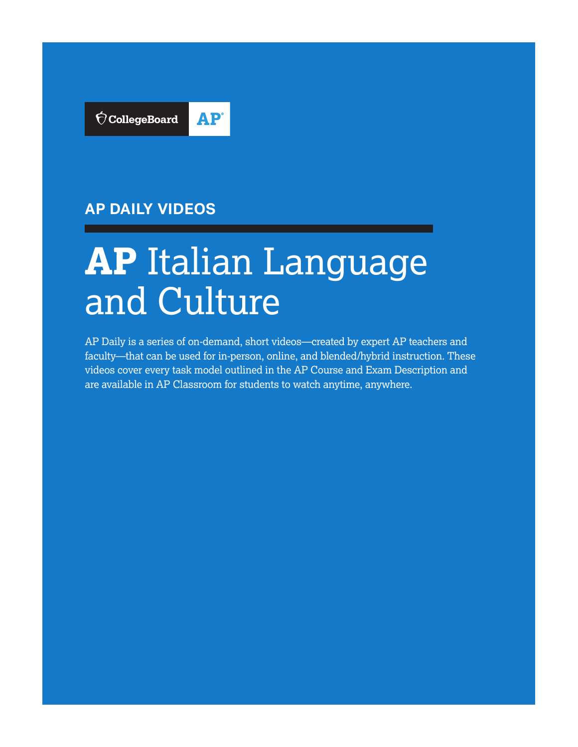CollegeBoard AP

## AP DAILY VIDEOS

# AP Italian Language and Culture

AP Daily is a series of on-demand, short videos—created by expert AP teachers and faculty—that can be used for in-person, online, and blended/hybrid instruction. These videos cover every task model outlined in the AP Course and Exam Description and are available in AP Classroom for students to watch anytime, anywhere.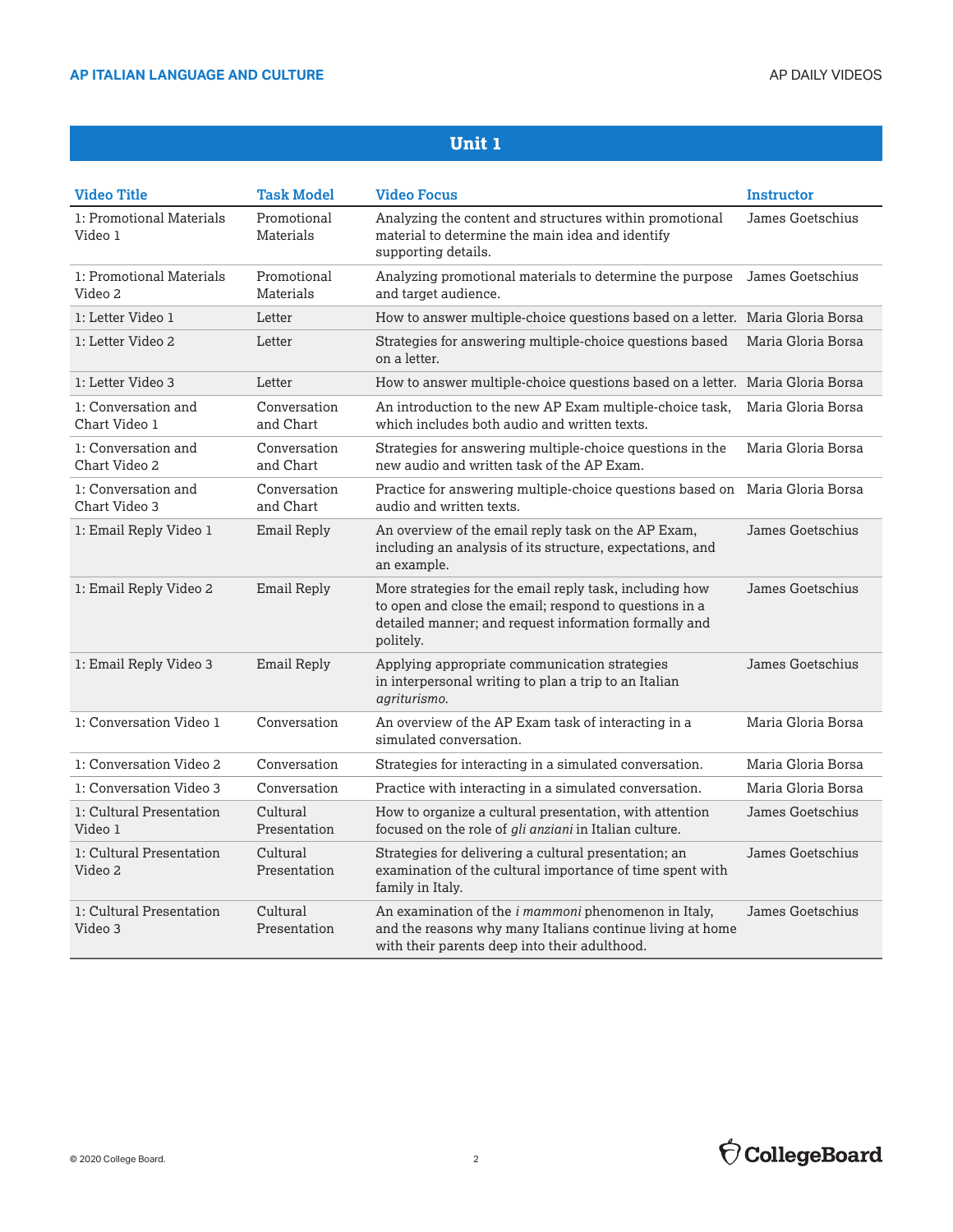## Unit 1

| Video Title | Task Model | Video Focus | Instructor |
| --- | --- | --- | --- |
| 1: Promotional Materials Video 1 | Promotional Materials | Analyzing the content and structures within promotional material to determine the main idea and identify supporting details. | James Goetschius |
| 1: Promotional Materials Video 2 | Promotional Materials | Analyzing promotional materials to determine the purpose and target audience. | James Goetschius |
| 1: Letter Video 1 | Letter | How to answer multiple-choice questions based on a letter. | Maria Gloria Borsa |
| 1: Letter Video 2 | Letter | Strategies for answering multiple-choice questions based on a letter. | Maria Gloria Borsa |
| 1: Letter Video 3 | Letter | How to answer multiple-choice questions based on a letter. | Maria Gloria Borsa |
| 1: Conversation and Chart Video 1 | Conversation and Chart | An introduction to the new AP Exam multiple-choice task, which includes both audio and written texts. | Maria Gloria Borsa |
| 1: Conversation and Chart Video 2 | Conversation and Chart | Strategies for answering multiple-choice questions in the new audio and written task of the AP Exam. | Maria Gloria Borsa |
| 1: Conversation and Chart Video 3 | Conversation and Chart | Practice for answering multiple-choice questions based on audio and written texts. | Maria Gloria Borsa |
| 1: Email Reply Video 1 | Email Reply | An overview of the email reply task on the AP Exam, including an analysis of its structure, expectations, and an example. | James Goetschius |
| 1: Email Reply Video 2 | Email Reply | More strategies for the email reply task, including how to open and close the email; respond to questions in a detailed manner; and request information formally and politely. | James Goetschius |
| 1: Email Reply Video 3 | Email Reply | Applying appropriate communication strategies in interpersonal writing to plan a trip to an Italian *agriturismo*. | James Goetschius |
| 1: Conversation Video 1 | Conversation | An overview of the AP Exam task of interacting in a simulated conversation. | Maria Gloria Borsa |
| 1: Conversation Video 2 | Conversation | Strategies for interacting in a simulated conversation. | Maria Gloria Borsa |
| 1: Conversation Video 3 | Conversation | Practice with interacting in a simulated conversation. | Maria Gloria Borsa |
| 1: Cultural Presentation Video 1 | Cultural Presentation | How to organize a cultural presentation, with attention focused on the role of *gli anziani* in Italian culture. | James Goetschius |
| 1: Cultural Presentation Video 2 | Cultural Presentation | Strategies for delivering a cultural presentation; an examination of the cultural importance of time spent with family in Italy. | James Goetschius |
| 1: Cultural Presentation Video 3 | Cultural Presentation | An examination of the *i mammoni* phenomenon in Italy, and the reasons why many Italians continue living at home with their parents deep into their adulthood. | James Goetschius |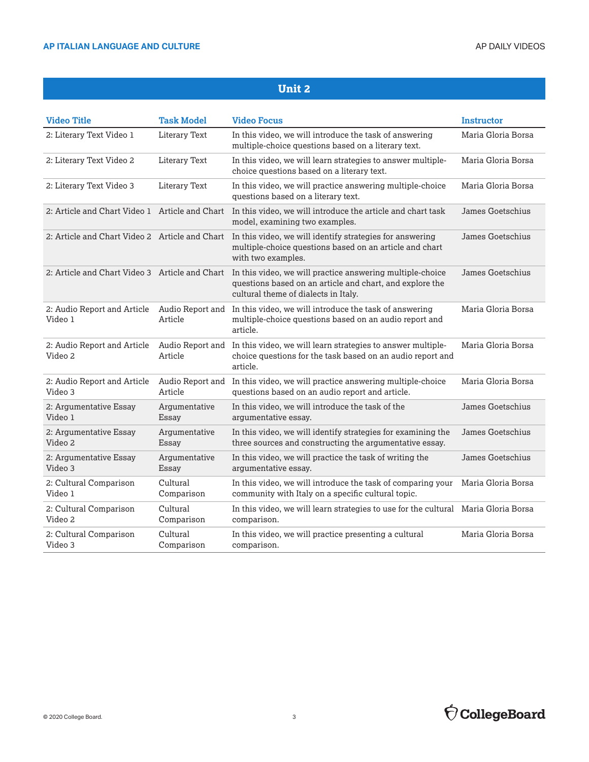## Unit 2

| Video Title | Task Model | Video Focus | Instructor |
|---|---|---|---|
| 2: Literary Text Video 1 | Literary Text | In this video, we will introduce the task of answering multiple-choice questions based on a literary text. | Maria Gloria Borsa |
| 2: Literary Text Video 2 | Literary Text | In this video, we will learn strategies to answer multiple-choice questions based on a literary text. | Maria Gloria Borsa |
| 2: Literary Text Video 3 | Literary Text | In this video, we will practice answering multiple-choice questions based on a literary text. | Maria Gloria Borsa |
| 2: Article and Chart Video 1 | Article and Chart | In this video, we will introduce the article and chart task model, examining two examples. | James Goetschius |
| 2: Article and Chart Video 2 | Article and Chart | In this video, we will identify strategies for answering multiple-choice questions based on an article and chart with two examples. | James Goetschius |
| 2: Article and Chart Video 3 | Article and Chart | In this video, we will practice answering multiple-choice questions based on an article and chart, and explore the cultural theme of dialects in Italy. | James Goetschius |
| 2: Audio Report and Article Video 1 | Audio Report and Article | In this video, we will introduce the task of answering multiple-choice questions based on an audio report and article. | Maria Gloria Borsa |
| 2: Audio Report and Article Video 2 | Audio Report and Article | In this video, we will learn strategies to answer multiple-choice questions for the task based on an audio report and article. | Maria Gloria Borsa |
| 2: Audio Report and Article Video 3 | Audio Report and Article | In this video, we will practice answering multiple-choice questions based on an audio report and article. | Maria Gloria Borsa |
| 2: Argumentative Essay Video 1 | Argumentative Essay | In this video, we will introduce the task of the argumentative essay. | James Goetschius |
| 2: Argumentative Essay Video 2 | Argumentative Essay | In this video, we will identify strategies for examining the three sources and constructing the argumentative essay. | James Goetschius |
| 2: Argumentative Essay Video 3 | Argumentative Essay | In this video, we will practice the task of writing the argumentative essay. | James Goetschius |
| 2: Cultural Comparison Video 1 | Cultural Comparison | In this video, we will introduce the task of comparing your community with Italy on a specific cultural topic. | Maria Gloria Borsa |
| 2: Cultural Comparison Video 2 | Cultural Comparison | In this video, we will learn strategies to use for the cultural comparison. | Maria Gloria Borsa |
| 2: Cultural Comparison Video 3 | Cultural Comparison | In this video, we will practice presenting a cultural comparison. | Maria Gloria Borsa |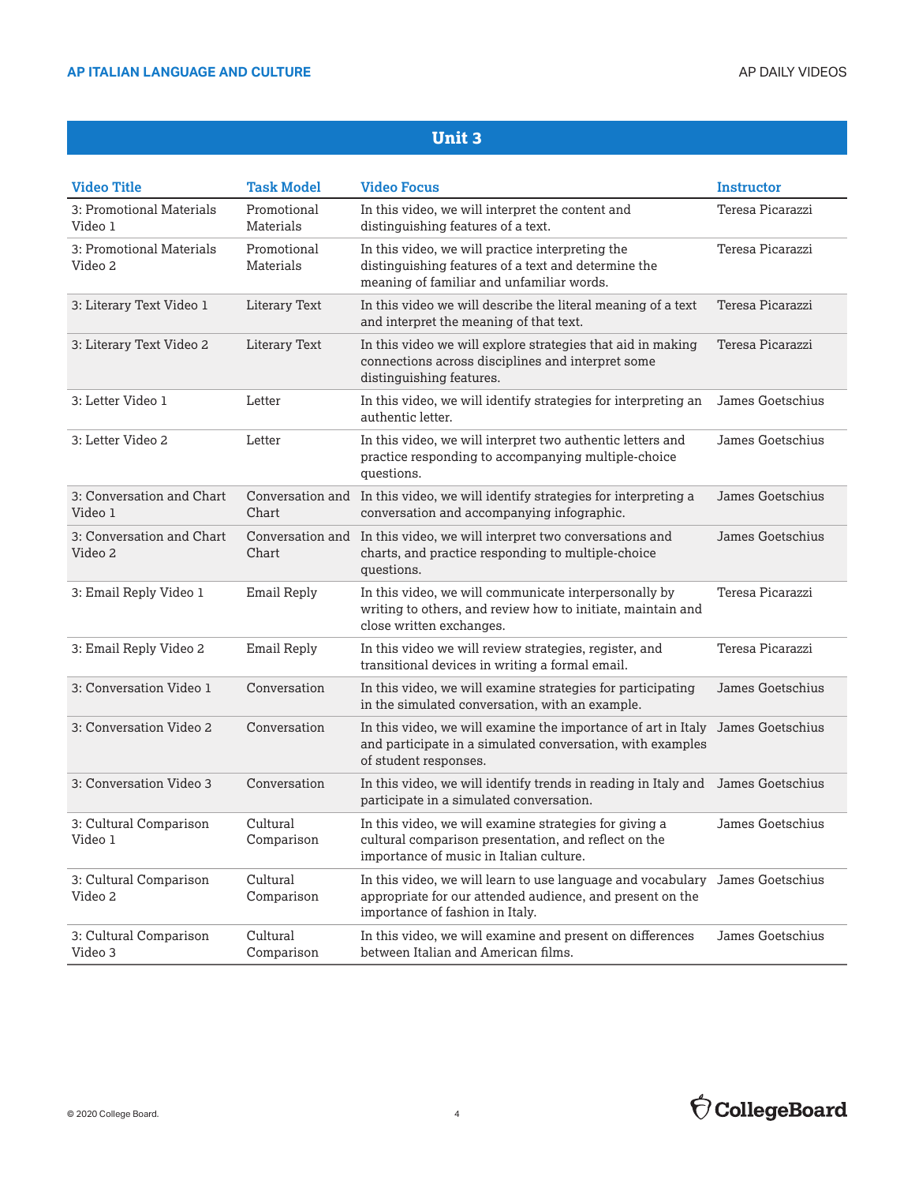## Unit 3

| Video Title | Task Model | Video Focus | Instructor |
|---|---|---|---|
| 3: Promotional Materials Video 1 | Promotional Materials | In this video, we will interpret the content and distinguishing features of a text. | Teresa Picarazzi |
| 3: Promotional Materials Video 2 | Promotional Materials | In this video, we will practice interpreting the distinguishing features of a text and determine the meaning of familiar and unfamiliar words. | Teresa Picarazzi |
| 3: Literary Text Video 1 | Literary Text | In this video we will describe the literal meaning of a text and interpret the meaning of that text. | Teresa Picarazzi |
| 3: Literary Text Video 2 | Literary Text | In this video we will explore strategies that aid in making connections across disciplines and interpret some distinguishing features. | Teresa Picarazzi |
| 3: Letter Video 1 | Letter | In this video, we will identify strategies for interpreting an authentic letter. | James Goetschius |
| 3: Letter Video 2 | Letter | In this video, we will interpret two authentic letters and practice responding to accompanying multiple-choice questions. | James Goetschius |
| 3: Conversation and Chart Video 1 | Conversation and Chart | In this video, we will identify strategies for interpreting a conversation and accompanying infographic. | James Goetschius |
| 3: Conversation and Chart Video 2 | Conversation and Chart | In this video, we will interpret two conversations and charts, and practice responding to multiple-choice questions. | James Goetschius |
| 3: Email Reply Video 1 | Email Reply | In this video, we will communicate interpersonally by writing to others, and review how to initiate, maintain and close written exchanges. | Teresa Picarazzi |
| 3: Email Reply Video 2 | Email Reply | In this video we will review strategies, register, and transitional devices in writing a formal email. | Teresa Picarazzi |
| 3: Conversation Video 1 | Conversation | In this video, we will examine strategies for participating in the simulated conversation, with an example. | James Goetschius |
| 3: Conversation Video 2 | Conversation | In this video, we will examine the importance of art in Italy and participate in a simulated conversation, with examples of student responses. | James Goetschius |
| 3: Conversation Video 3 | Conversation | In this video, we will identify trends in reading in Italy and participate in a simulated conversation. | James Goetschius |
| 3: Cultural Comparison Video 1 | Cultural Comparison | In this video, we will examine strategies for giving a cultural comparison presentation, and reflect on the importance of music in Italian culture. | James Goetschius |
| 3: Cultural Comparison Video 2 | Cultural Comparison | In this video, we will learn to use language and vocabulary appropriate for our attended audience, and present on the importance of fashion in Italy. | James Goetschius |
| 3: Cultural Comparison Video 3 | Cultural Comparison | In this video, we will examine and present on differences between Italian and American films. | James Goetschius |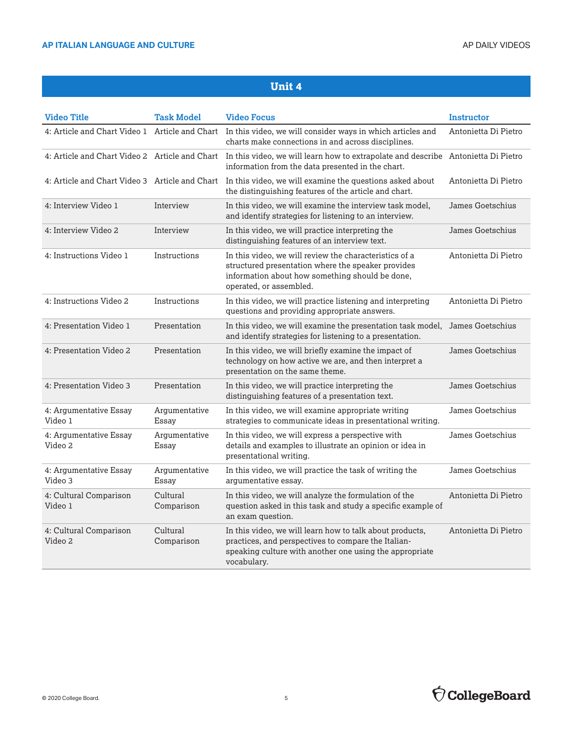## Unit 4

| Video Title | Task Model | Video Focus | Instructor |
|---|---|---|---|
| 4: Article and Chart Video 1 | Article and Chart | In this video, we will consider ways in which articles and charts make connections in and across disciplines. | Antonietta Di Pietro |
| 4: Article and Chart Video 2 | Article and Chart | In this video, we will learn how to extrapolate and describe information from the data presented in the chart. | Antonietta Di Pietro |
| 4: Article and Chart Video 3 | Article and Chart | In this video, we will examine the questions asked about the distinguishing features of the article and chart. | Antonietta Di Pietro |
| 4: Interview Video 1 | Interview | In this video, we will examine the interview task model, and identify strategies for listening to an interview. | James Goetschius |
| 4: Interview Video 2 | Interview | In this video, we will practice interpreting the distinguishing features of an interview text. | James Goetschius |
| 4: Instructions Video 1 | Instructions | In this video, we will review the characteristics of a structured presentation where the speaker provides information about how something should be done, operated, or assembled. | Antonietta Di Pietro |
| 4: Instructions Video 2 | Instructions | In this video, we will practice listening and interpreting questions and providing appropriate answers. | Antonietta Di Pietro |
| 4: Presentation Video 1 | Presentation | In this video, we will examine the presentation task model, and identify strategies for listening to a presentation. | James Goetschius |
| 4: Presentation Video 2 | Presentation | In this video, we will briefly examine the impact of technology on how active we are, and then interpret a presentation on the same theme. | James Goetschius |
| 4: Presentation Video 3 | Presentation | In this video, we will practice interpreting the distinguishing features of a presentation text. | James Goetschius |
| 4: Argumentative Essay Video 1 | Argumentative Essay | In this video, we will examine appropriate writing strategies to communicate ideas in presentational writing. | James Goetschius |
| 4: Argumentative Essay Video 2 | Argumentative Essay | In this video, we will express a perspective with details and examples to illustrate an opinion or idea in presentational writing. | James Goetschius |
| 4: Argumentative Essay Video 3 | Argumentative Essay | In this video, we will practice the task of writing the argumentative essay. | James Goetschius |
| 4: Cultural Comparison Video 1 | Cultural Comparison | In this video, we will analyze the formulation of the question asked in this task and study a specific example of an exam question. | Antonietta Di Pietro |
| 4: Cultural Comparison Video 2 | Cultural Comparison | In this video, we will learn how to talk about products, practices, and perspectives to compare the Italian-speaking culture with another one using the appropriate vocabulary. | Antonietta Di Pietro |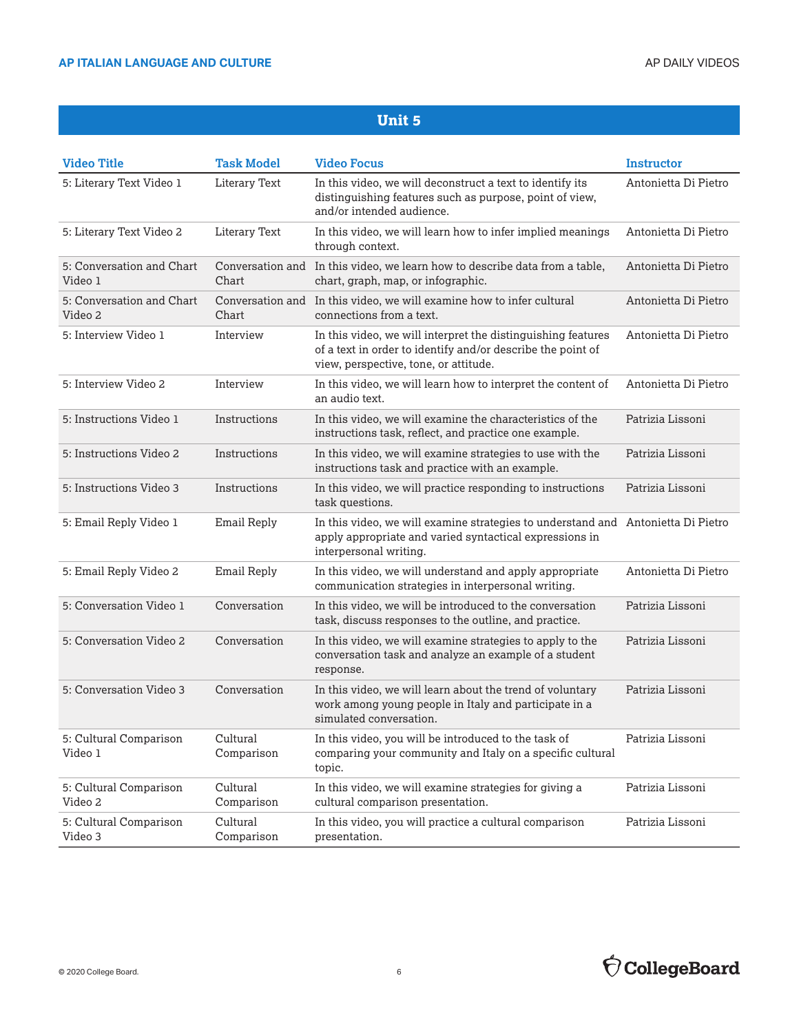## Unit 5

| Video Title | Task Model | Video Focus | Instructor |
|---|---|---|---|
| 5: Literary Text Video 1 | Literary Text | In this video, we will deconstruct a text to identify its distinguishing features such as purpose, point of view, and/or intended audience. | Antonietta Di Pietro |
| 5: Literary Text Video 2 | Literary Text | In this video, we will learn how to infer implied meanings through context. | Antonietta Di Pietro |
| 5: Conversation and Chart Video 1 | Conversation and Chart | In this video, we learn how to describe data from a table, chart, graph, map, or infographic. | Antonietta Di Pietro |
| 5: Conversation and Chart Video 2 | Conversation and Chart | In this video, we will examine how to infer cultural connections from a text. | Antonietta Di Pietro |
| 5: Interview Video 1 | Interview | In this video, we will interpret the distinguishing features of a text in order to identify and/or describe the point of view, perspective, tone, or attitude. | Antonietta Di Pietro |
| 5: Interview Video 2 | Interview | In this video, we will learn how to interpret the content of an audio text. | Antonietta Di Pietro |
| 5: Instructions Video 1 | Instructions | In this video, we will examine the characteristics of the instructions task, reflect, and practice one example. | Patrizia Lissoni |
| 5: Instructions Video 2 | Instructions | In this video, we will examine strategies to use with the instructions task and practice with an example. | Patrizia Lissoni |
| 5: Instructions Video 3 | Instructions | In this video, we will practice responding to instructions task questions. | Patrizia Lissoni |
| 5: Email Reply Video 1 | Email Reply | In this video, we will examine strategies to understand and apply appropriate and varied syntactical expressions in interpersonal writing. | Antonietta Di Pietro |
| 5: Email Reply Video 2 | Email Reply | In this video, we will understand and apply appropriate communication strategies in interpersonal writing. | Antonietta Di Pietro |
| 5: Conversation Video 1 | Conversation | In this video, we will be introduced to the conversation task, discuss responses to the outline, and practice. | Patrizia Lissoni |
| 5: Conversation Video 2 | Conversation | In this video, we will examine strategies to apply to the conversation task and analyze an example of a student response. | Patrizia Lissoni |
| 5: Conversation Video 3 | Conversation | In this video, we will learn about the trend of voluntary work among young people in Italy and participate in a simulated conversation. | Patrizia Lissoni |
| 5: Cultural Comparison Video 1 | Cultural Comparison | In this video, you will be introduced to the task of comparing your community and Italy on a specific cultural topic. | Patrizia Lissoni |
| 5: Cultural Comparison Video 2 | Cultural Comparison | In this video, we will examine strategies for giving a cultural comparison presentation. | Patrizia Lissoni |
| 5: Cultural Comparison Video 3 | Cultural Comparison | In this video, you will practice a cultural comparison presentation. | Patrizia Lissoni |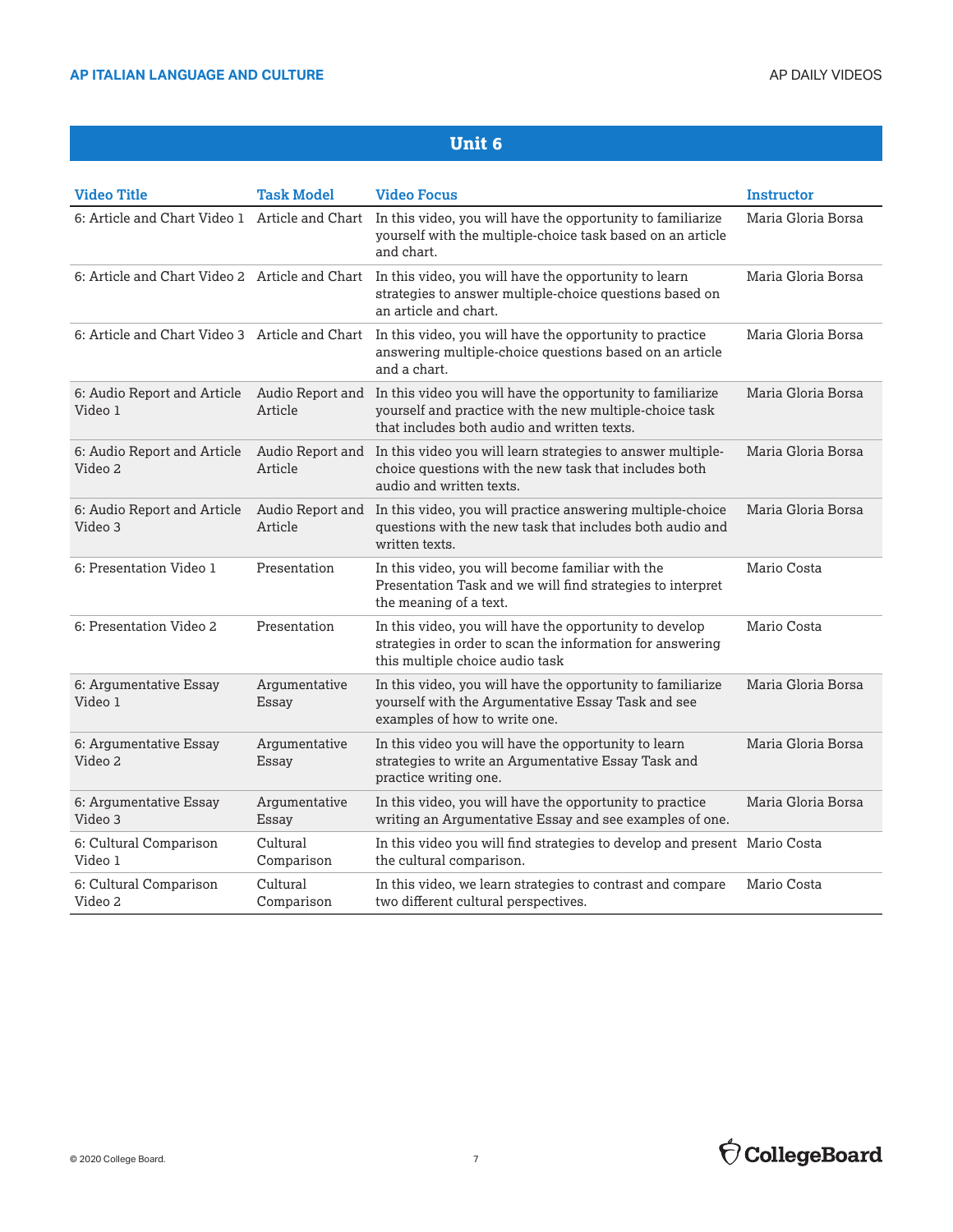## Unit 6

| Video Title | Task Model | Video Focus | Instructor |
|---|---|---|---|
| 6: Article and Chart Video 1 | Article and Chart | In this video, you will have the opportunity to familiarize yourself with the multiple-choice task based on an article and chart. | Maria Gloria Borsa |
| 6: Article and Chart Video 2 | Article and Chart | In this video, you will have the opportunity to learn strategies to answer multiple-choice questions based on an article and chart. | Maria Gloria Borsa |
| 6: Article and Chart Video 3 | Article and Chart | In this video, you will have the opportunity to practice answering multiple-choice questions based on an article and a chart. | Maria Gloria Borsa |
| 6: Audio Report and Article Video 1 | Audio Report and Article | In this video you will have the opportunity to familiarize yourself and practice with the new multiple-choice task that includes both audio and written texts. | Maria Gloria Borsa |
| 6: Audio Report and Article Video 2 | Audio Report and Article | In this video you will learn strategies to answer multiple-choice questions with the new task that includes both audio and written texts. | Maria Gloria Borsa |
| 6: Audio Report and Article Video 3 | Audio Report and Article | In this video, you will practice answering multiple-choice questions with the new task that includes both audio and written texts. | Maria Gloria Borsa |
| 6: Presentation Video 1 | Presentation | In this video, you will become familiar with the Presentation Task and we will find strategies to interpret the meaning of a text. | Mario Costa |
| 6: Presentation Video 2 | Presentation | In this video, you will have the opportunity to develop strategies in order to scan the information for answering this multiple choice audio task | Mario Costa |
| 6: Argumentative Essay Video 1 | Argumentative Essay | In this video, you will have the opportunity to familiarize yourself with the Argumentative Essay Task and see examples of how to write one. | Maria Gloria Borsa |
| 6: Argumentative Essay Video 2 | Argumentative Essay | In this video you will have the opportunity to learn strategies to write an Argumentative Essay Task and practice writing one. | Maria Gloria Borsa |
| 6: Argumentative Essay Video 3 | Argumentative Essay | In this video, you will have the opportunity to practice writing an Argumentative Essay and see examples of one. | Maria Gloria Borsa |
| 6: Cultural Comparison Video 1 | Cultural Comparison | In this video you will find strategies to develop and present the cultural comparison. | Mario Costa |
| 6: Cultural Comparison Video 2 | Cultural Comparison | In this video, we learn strategies to contrast and compare two different cultural perspectives. | Mario Costa |